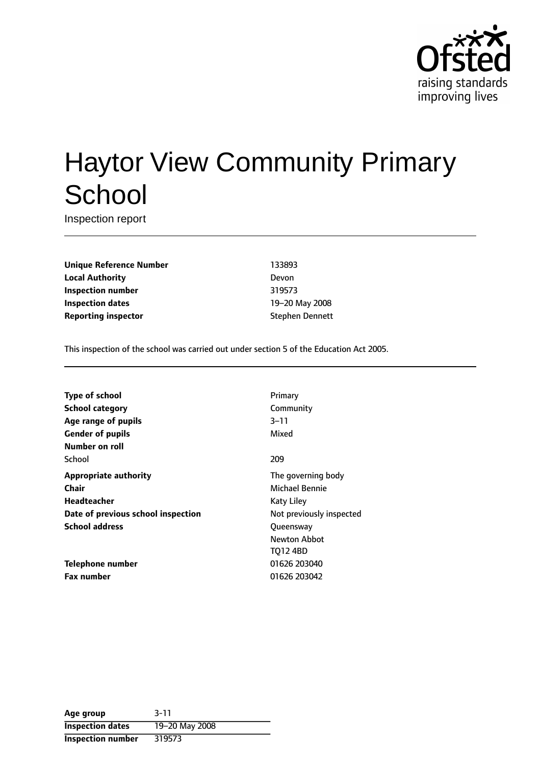# Haytor View Community Primary School

Inspection report

| | |
|---|---|
| **Unique Reference Number** | 133893 |
| **Local Authority** | Devon |
| **Inspection number** | 319573 |
| **Inspection dates** | 19–20 May 2008 |
| **Reporting inspector** | Stephen Dennett |

This inspection of the school was carried out under section 5 of the Education Act 2005.

| | |
|---|---|
| **Type of school** | Primary |
| **School category** | Community |
| **Age range of pupils** | 3–11 |
| **Gender of pupils** | Mixed |
| **Number on roll** | |
| School | 209 |
| **Appropriate authority** | The governing body |
| **Chair** | Michael Bennie |
| **Headteacher** | Katy Liley |
| **Date of previous school inspection** | Not previously inspected |
| **School address** | Queensway<br>Newton Abbot<br>TQ12 4BD |
| **Telephone number** | 01626 203040 |
| **Fax number** | 01626 203042 |

| | |
|---|---|
| **Age group** | 3-11 |
| **Inspection dates** | 19–20 May 2008 |
| **Inspection number** | 319573 |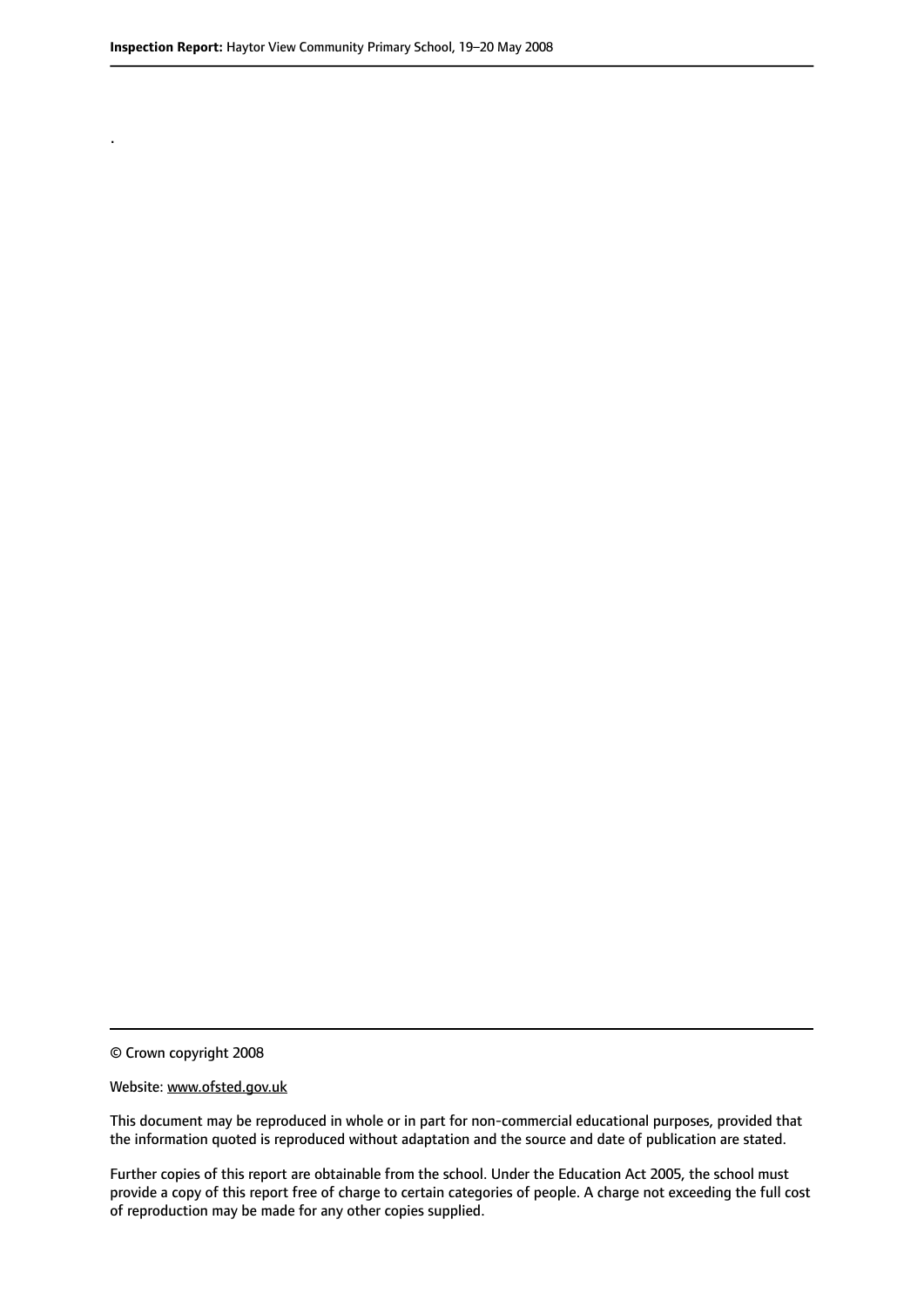.

© Crown copyright 2008

Website: www.ofsted.gov.uk

This document may be reproduced in whole or in part for non-commercial educational purposes, provided that the information quoted is reproduced without adaptation and the source and date of publication are stated.

Further copies of this report are obtainable from the school. Under the Education Act 2005, the school must provide a copy of this report free of charge to certain categories of people. A charge not exceeding the full cost of reproduction may be made for any other copies supplied.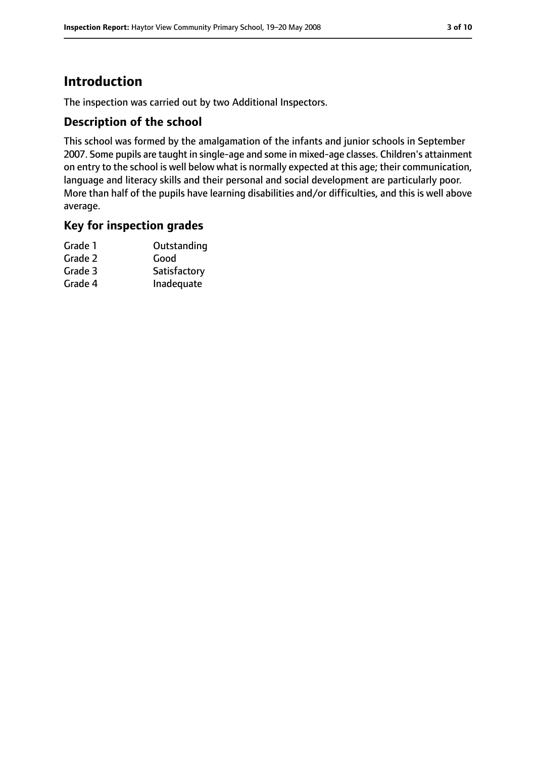# Introduction

The inspection was carried out by two Additional Inspectors.

## Description of the school

This school was formed by the amalgamation of the infants and junior schools in September 2007. Some pupils are taught in single-age and some in mixed-age classes. Children's attainment on entry to the school is well below what is normally expected at this age; their communication, language and literacy skills and their personal and social development are particularly poor. More than half of the pupils have learning disabilities and/or difficulties, and this is well above average.

## Key for inspection grades

| | |
|---|---|
| Grade 1 | Outstanding |
| Grade 2 | Good |
| Grade 3 | Satisfactory |
| Grade 4 | Inadequate |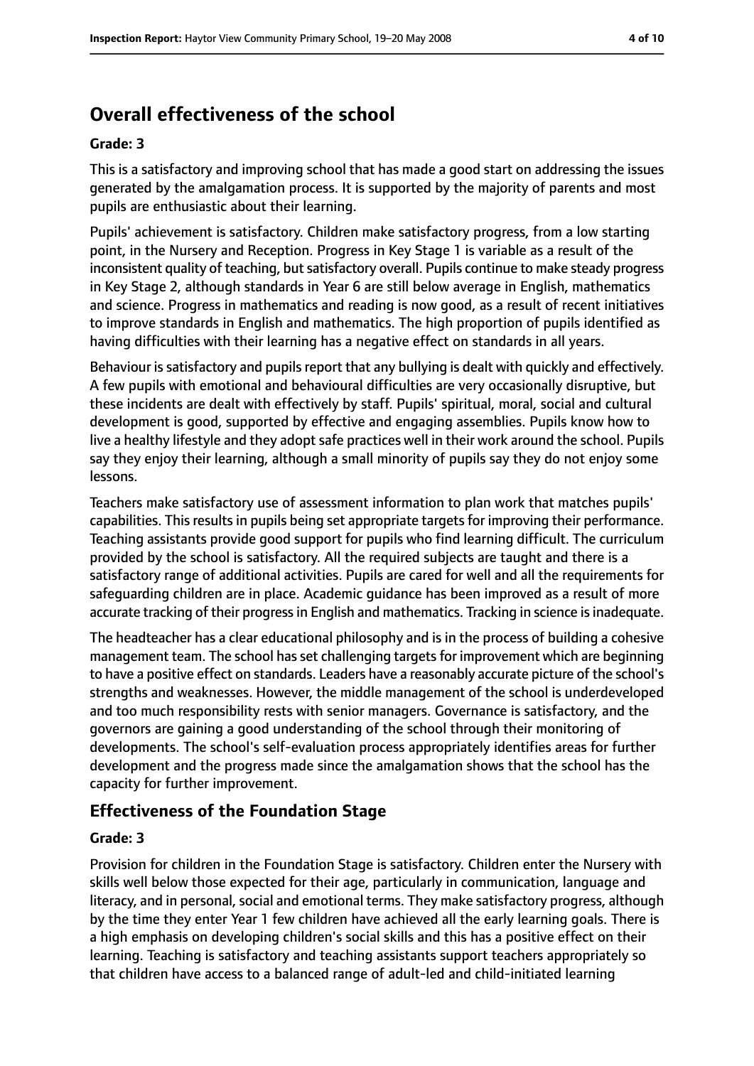## Overall effectiveness of the school

### Grade: 3

This is a satisfactory and improving school that has made a good start on addressing the issues generated by the amalgamation process. It is supported by the majority of parents and most pupils are enthusiastic about their learning.

Pupils' achievement is satisfactory. Children make satisfactory progress, from a low starting point, in the Nursery and Reception. Progress in Key Stage 1 is variable as a result of the inconsistent quality of teaching, but satisfactory overall. Pupils continue to make steady progress in Key Stage 2, although standards in Year 6 are still below average in English, mathematics and science. Progress in mathematics and reading is now good, as a result of recent initiatives to improve standards in English and mathematics. The high proportion of pupils identified as having difficulties with their learning has a negative effect on standards in all years.

Behaviour is satisfactory and pupils report that any bullying is dealt with quickly and effectively. A few pupils with emotional and behavioural difficulties are very occasionally disruptive, but these incidents are dealt with effectively by staff. Pupils' spiritual, moral, social and cultural development is good, supported by effective and engaging assemblies. Pupils know how to live a healthy lifestyle and they adopt safe practices well in their work around the school. Pupils say they enjoy their learning, although a small minority of pupils say they do not enjoy some lessons.

Teachers make satisfactory use of assessment information to plan work that matches pupils' capabilities. This results in pupils being set appropriate targets for improving their performance. Teaching assistants provide good support for pupils who find learning difficult. The curriculum provided by the school is satisfactory. All the required subjects are taught and there is a satisfactory range of additional activities. Pupils are cared for well and all the requirements for safeguarding children are in place. Academic guidance has been improved as a result of more accurate tracking of their progress in English and mathematics. Tracking in science is inadequate.

The headteacher has a clear educational philosophy and is in the process of building a cohesive management team. The school has set challenging targets for improvement which are beginning to have a positive effect on standards. Leaders have a reasonably accurate picture of the school's strengths and weaknesses. However, the middle management of the school is underdeveloped and too much responsibility rests with senior managers. Governance is satisfactory, and the governors are gaining a good understanding of the school through their monitoring of developments. The school's self-evaluation process appropriately identifies areas for further development and the progress made since the amalgamation shows that the school has the capacity for further improvement.

## Effectiveness of the Foundation Stage

### Grade: 3

Provision for children in the Foundation Stage is satisfactory. Children enter the Nursery with skills well below those expected for their age, particularly in communication, language and literacy, and in personal, social and emotional terms. They make satisfactory progress, although by the time they enter Year 1 few children have achieved all the early learning goals. There is a high emphasis on developing children's social skills and this has a positive effect on their learning. Teaching is satisfactory and teaching assistants support teachers appropriately so that children have access to a balanced range of adult-led and child-initiated learning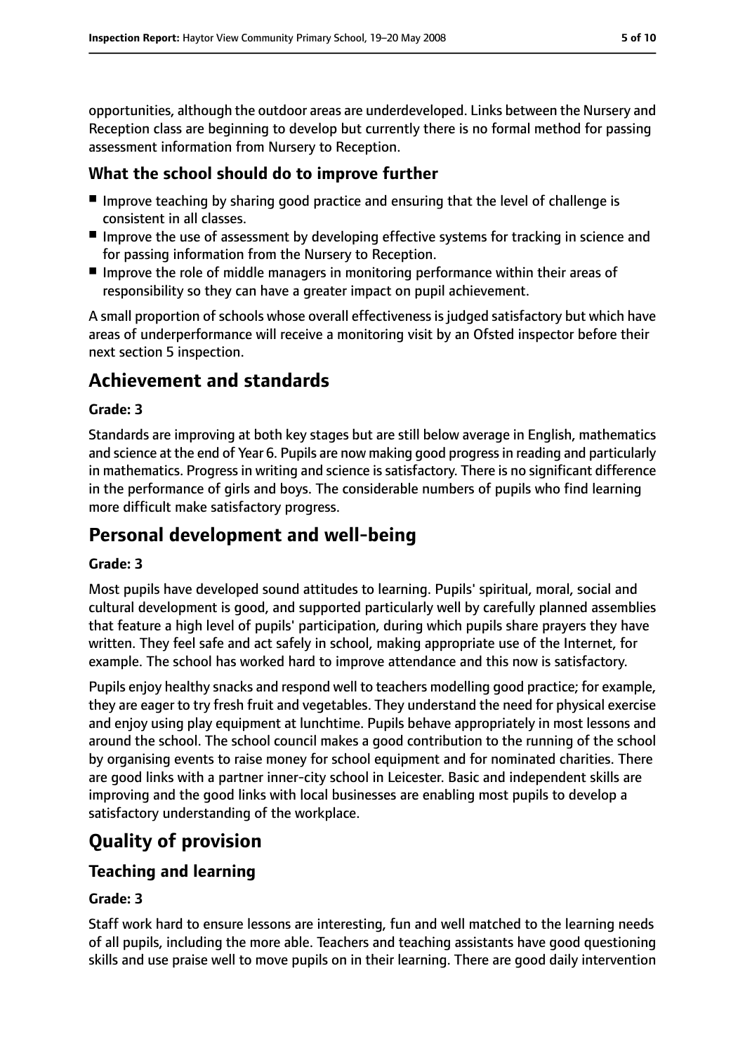opportunities, although the outdoor areas are underdeveloped. Links between the Nursery and Reception class are beginning to develop but currently there is no formal method for passing assessment information from Nursery to Reception.

### What the school should do to improve further

- Improve teaching by sharing good practice and ensuring that the level of challenge is consistent in all classes.
- Improve the use of assessment by developing effective systems for tracking in science and for passing information from the Nursery to Reception.
- Improve the role of middle managers in monitoring performance within their areas of responsibility so they can have a greater impact on pupil achievement.

A small proportion of schools whose overall effectiveness is judged satisfactory but which have areas of underperformance will receive a monitoring visit by an Ofsted inspector before their next section 5 inspection.

## Achievement and standards

**Grade: 3**

Standards are improving at both key stages but are still below average in English, mathematics and science at the end of Year 6. Pupils are now making good progress in reading and particularly in mathematics. Progress in writing and science is satisfactory. There is no significant difference in the performance of girls and boys. The considerable numbers of pupils who find learning more difficult make satisfactory progress.

## Personal development and well-being

**Grade: 3**

Most pupils have developed sound attitudes to learning. Pupils' spiritual, moral, social and cultural development is good, and supported particularly well by carefully planned assemblies that feature a high level of pupils' participation, during which pupils share prayers they have written. They feel safe and act safely in school, making appropriate use of the Internet, for example. The school has worked hard to improve attendance and this now is satisfactory.

Pupils enjoy healthy snacks and respond well to teachers modelling good practice; for example, they are eager to try fresh fruit and vegetables. They understand the need for physical exercise and enjoy using play equipment at lunchtime. Pupils behave appropriately in most lessons and around the school. The school council makes a good contribution to the running of the school by organising events to raise money for school equipment and for nominated charities. There are good links with a partner inner-city school in Leicester. Basic and independent skills are improving and the good links with local businesses are enabling most pupils to develop a satisfactory understanding of the workplace.

## Quality of provision

### Teaching and learning

**Grade: 3**

Staff work hard to ensure lessons are interesting, fun and well matched to the learning needs of all pupils, including the more able. Teachers and teaching assistants have good questioning skills and use praise well to move pupils on in their learning. There are good daily intervention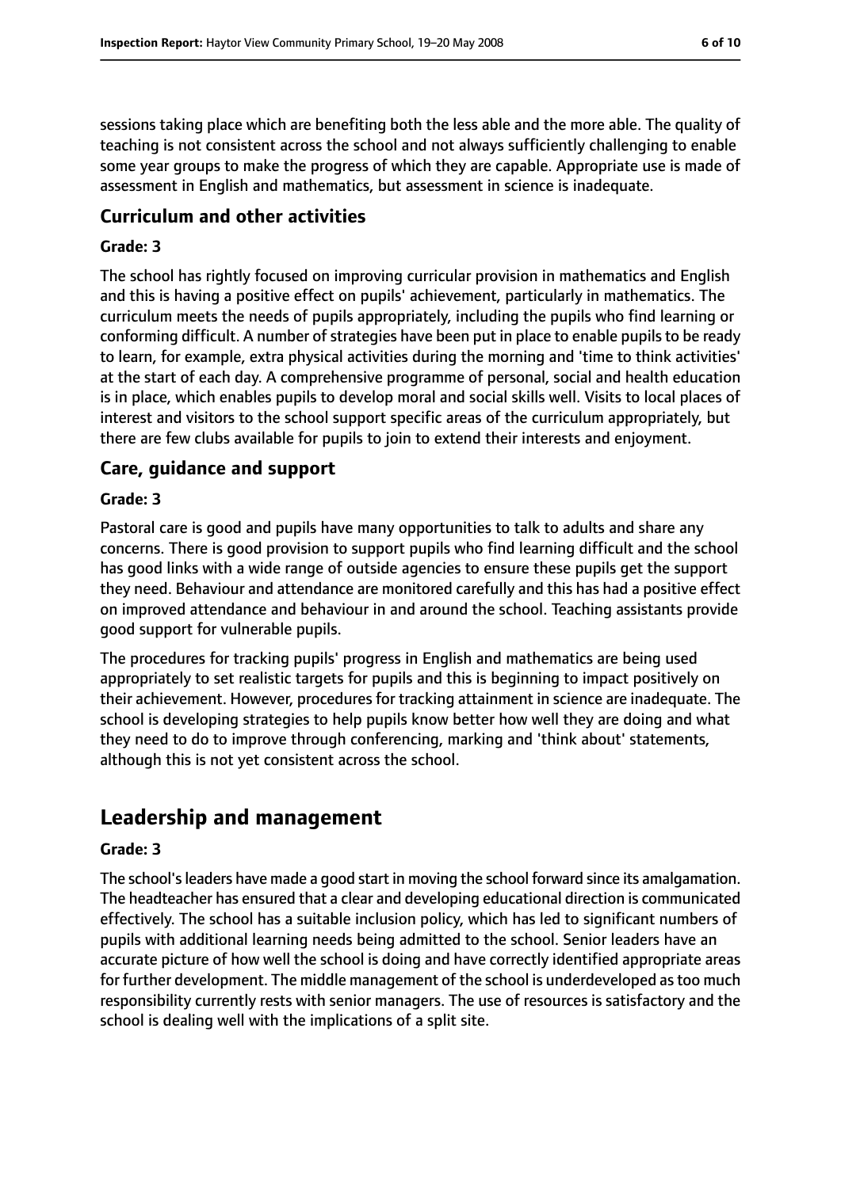sessions taking place which are benefiting both the less able and the more able. The quality of teaching is not consistent across the school and not always sufficiently challenging to enable some year groups to make the progress of which they are capable. Appropriate use is made of assessment in English and mathematics, but assessment in science is inadequate.

### Curriculum and other activities

#### Grade: 3

The school has rightly focused on improving curricular provision in mathematics and English and this is having a positive effect on pupils' achievement, particularly in mathematics. The curriculum meets the needs of pupils appropriately, including the pupils who find learning or conforming difficult. A number of strategies have been put in place to enable pupils to be ready to learn, for example, extra physical activities during the morning and 'time to think activities' at the start of each day. A comprehensive programme of personal, social and health education is in place, which enables pupils to develop moral and social skills well. Visits to local places of interest and visitors to the school support specific areas of the curriculum appropriately, but there are few clubs available for pupils to join to extend their interests and enjoyment.

### Care, guidance and support

#### Grade: 3

Pastoral care is good and pupils have many opportunities to talk to adults and share any concerns. There is good provision to support pupils who find learning difficult and the school has good links with a wide range of outside agencies to ensure these pupils get the support they need. Behaviour and attendance are monitored carefully and this has had a positive effect on improved attendance and behaviour in and around the school. Teaching assistants provide good support for vulnerable pupils.

The procedures for tracking pupils' progress in English and mathematics are being used appropriately to set realistic targets for pupils and this is beginning to impact positively on their achievement. However, procedures for tracking attainment in science are inadequate. The school is developing strategies to help pupils know better how well they are doing and what they need to do to improve through conferencing, marking and 'think about' statements, although this is not yet consistent across the school.

## Leadership and management

#### Grade: 3

The school's leaders have made a good start in moving the school forward since its amalgamation. The headteacher has ensured that a clear and developing educational direction is communicated effectively. The school has a suitable inclusion policy, which has led to significant numbers of pupils with additional learning needs being admitted to the school. Senior leaders have an accurate picture of how well the school is doing and have correctly identified appropriate areas for further development. The middle management of the school is underdeveloped as too much responsibility currently rests with senior managers. The use of resources is satisfactory and the school is dealing well with the implications of a split site.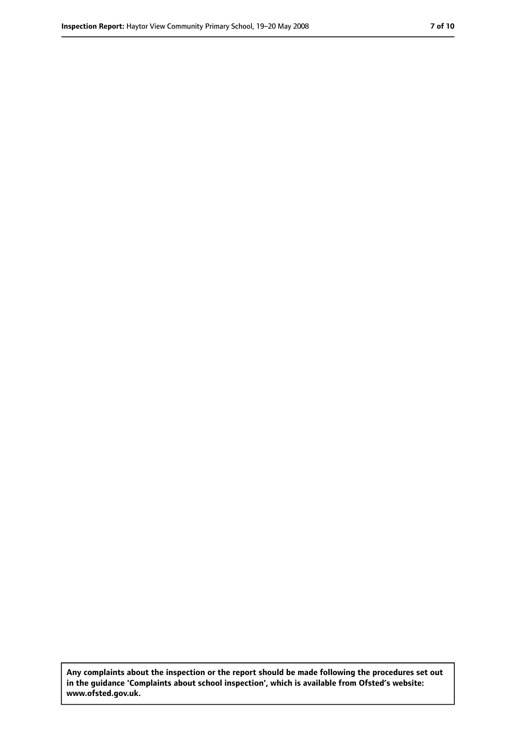Any complaints about the inspection or the report should be made following the procedures set out in the guidance 'Complaints about school inspection', which is available from Ofsted's website: www.ofsted.gov.uk.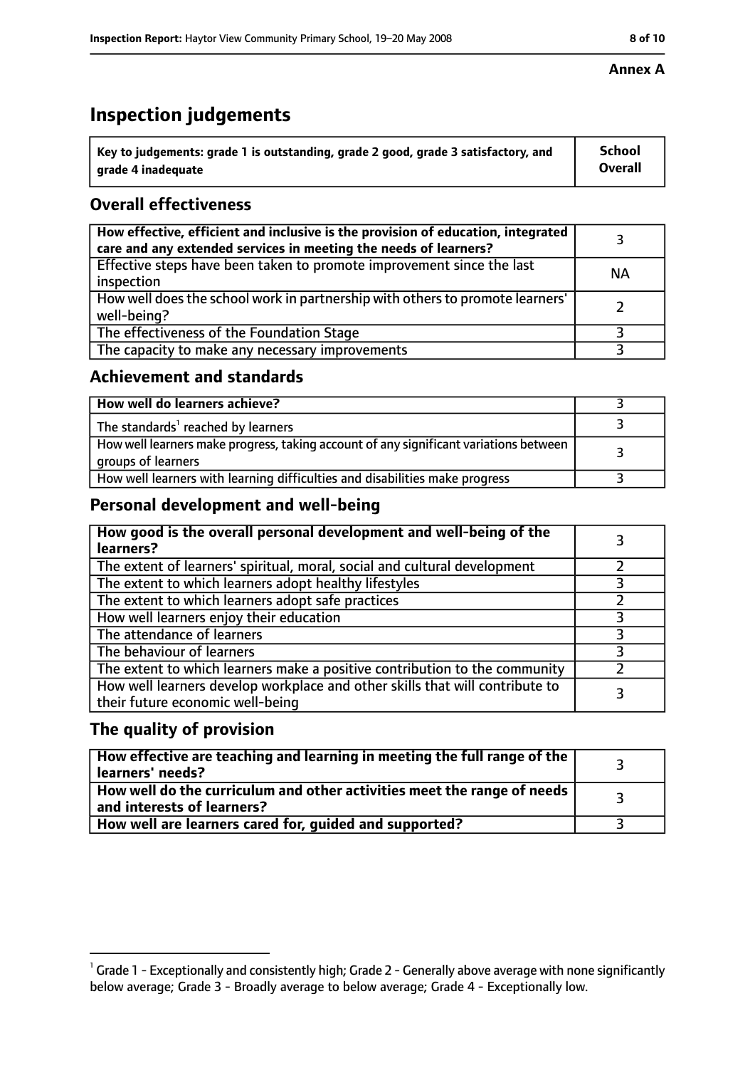**Annex A**

# Inspection judgements

| Key to judgements: grade 1 is outstanding, grade 2 good, grade 3 satisfactory, and grade 4 inadequate | School Overall |
|---|---|

## Overall effectiveness

| | |
|---|---|
| How effective, efficient and inclusive is the provision of education, integrated care and any extended services in meeting the needs of learners? | 3 |
| Effective steps have been taken to promote improvement since the last inspection | NA |
| How well does the school work in partnership with others to promote learners' well-being? | 2 |
| The effectiveness of the Foundation Stage | 3 |
| The capacity to make any necessary improvements | 3 |

## Achievement and standards

| | |
|---|---|
| **How well do learners achieve?** | 3 |
| The standards[1] reached by learners | 3 |
| How well learners make progress, taking account of any significant variations between groups of learners | 3 |
| How well learners with learning difficulties and disabilities make progress | 3 |

## Personal development and well-being

| | |
|---|---|
| **How good is the overall personal development and well-being of the learners?** | 3 |
| The extent of learners' spiritual, moral, social and cultural development | 2 |
| The extent to which learners adopt healthy lifestyles | 3 |
| The extent to which learners adopt safe practices | 2 |
| How well learners enjoy their education | 3 |
| The attendance of learners | 3 |
| The behaviour of learners | 3 |
| The extent to which learners make a positive contribution to the community | 2 |
| How well learners develop workplace and other skills that will contribute to their future economic well-being | 3 |

## The quality of provision

| | |
|---|---|
| **How effective are teaching and learning in meeting the full range of the learners' needs?** | 3 |
| **How well do the curriculum and other activities meet the range of needs and interests of learners?** | 3 |
| **How well are learners cared for, guided and supported?** | 3 |

[1] Grade 1 - Exceptionally and consistently high; Grade 2 - Generally above average with none significantly below average; Grade 3 - Broadly average to below average; Grade 4 - Exceptionally low.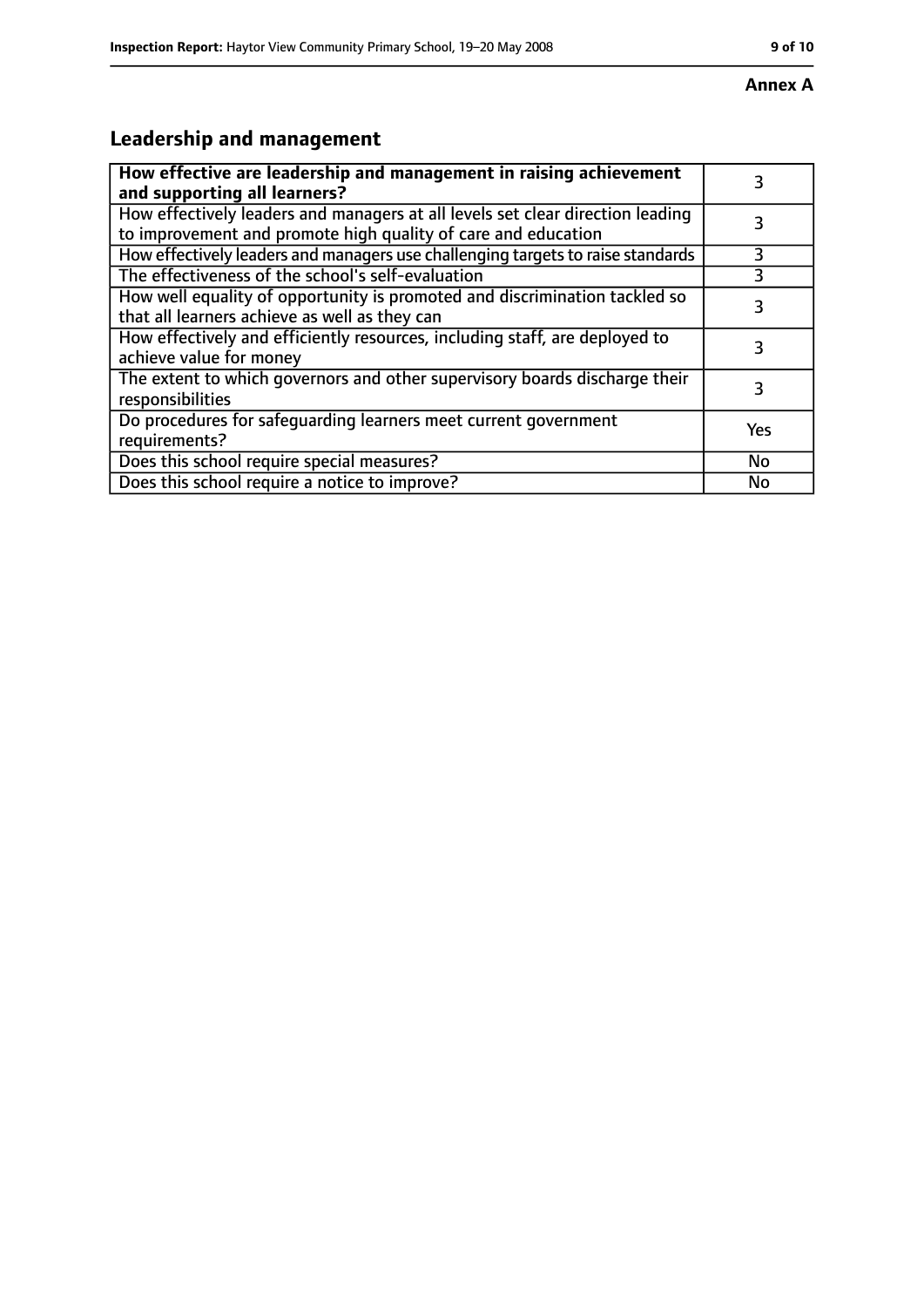**Annex A**

## Leadership and management

| **How effective are leadership and management in raising achievement and supporting all learners?** | 3 |
|---|---|
| How effectively leaders and managers at all levels set clear direction leading to improvement and promote high quality of care and education | 3 |
| How effectively leaders and managers use challenging targets to raise standards | 3 |
| The effectiveness of the school's self-evaluation | 3 |
| How well equality of opportunity is promoted and discrimination tackled so that all learners achieve as well as they can | 3 |
| How effectively and efficiently resources, including staff, are deployed to achieve value for money | 3 |
| The extent to which governors and other supervisory boards discharge their responsibilities | 3 |
| Do procedures for safeguarding learners meet current government requirements? | Yes |
| Does this school require special measures? | No |
| Does this school require a notice to improve? | No |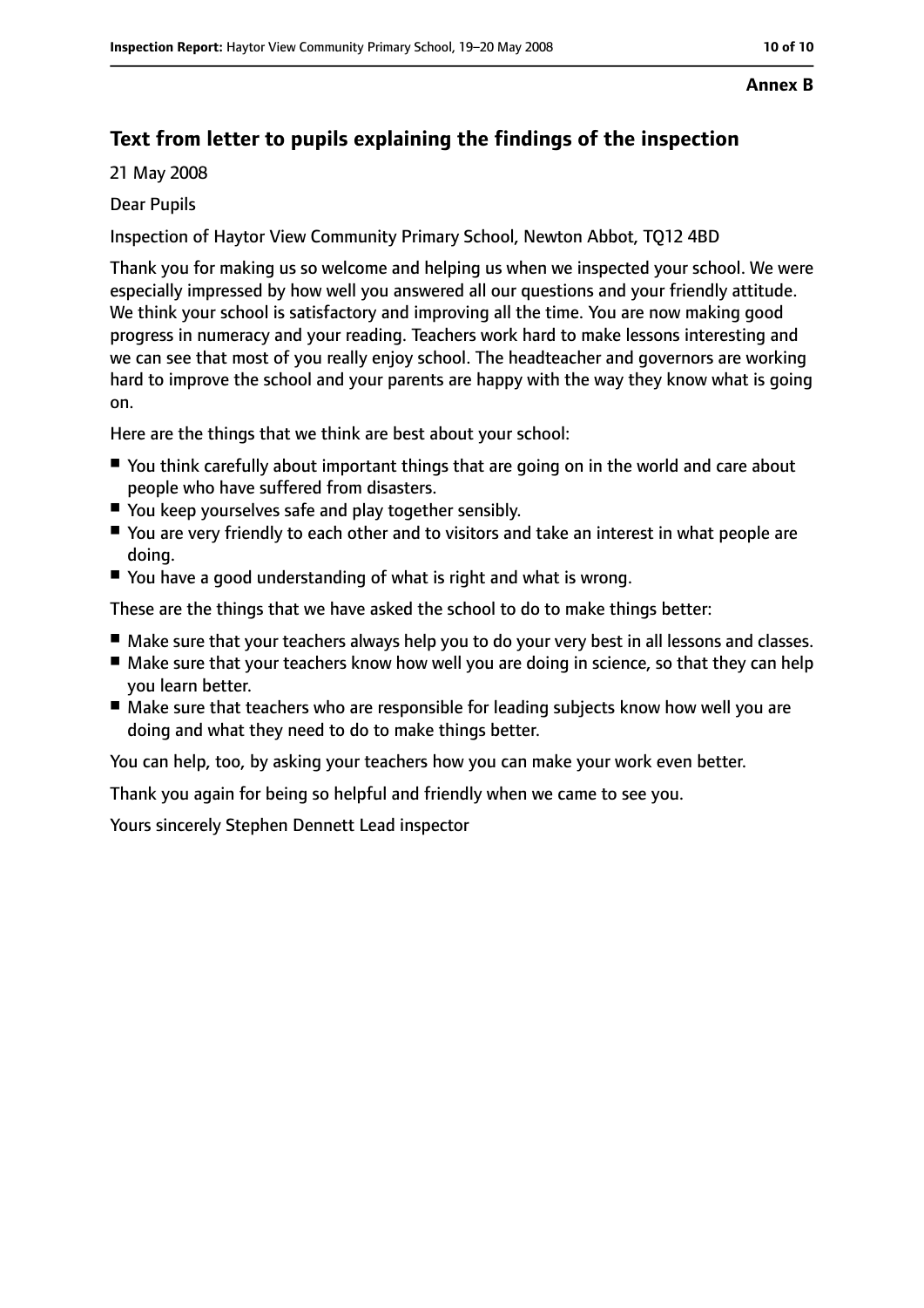**Annex B**

## Text from letter to pupils explaining the findings of the inspection

21 May 2008

Dear Pupils

Inspection of Haytor View Community Primary School, Newton Abbot, TQ12 4BD

Thank you for making us so welcome and helping us when we inspected your school. We were especially impressed by how well you answered all our questions and your friendly attitude. We think your school is satisfactory and improving all the time. You are now making good progress in numeracy and your reading. Teachers work hard to make lessons interesting and we can see that most of you really enjoy school. The headteacher and governors are working hard to improve the school and your parents are happy with the way they know what is going on.

Here are the things that we think are best about your school:

- You think carefully about important things that are going on in the world and care about people who have suffered from disasters.
- You keep yourselves safe and play together sensibly.
- You are very friendly to each other and to visitors and take an interest in what people are doing.
- You have a good understanding of what is right and what is wrong.

These are the things that we have asked the school to do to make things better:

- Make sure that your teachers always help you to do your very best in all lessons and classes.
- Make sure that your teachers know how well you are doing in science, so that they can help you learn better.
- Make sure that teachers who are responsible for leading subjects know how well you are doing and what they need to do to make things better.

You can help, too, by asking your teachers how you can make your work even better.

Thank you again for being so helpful and friendly when we came to see you.

Yours sincerely Stephen Dennett Lead inspector